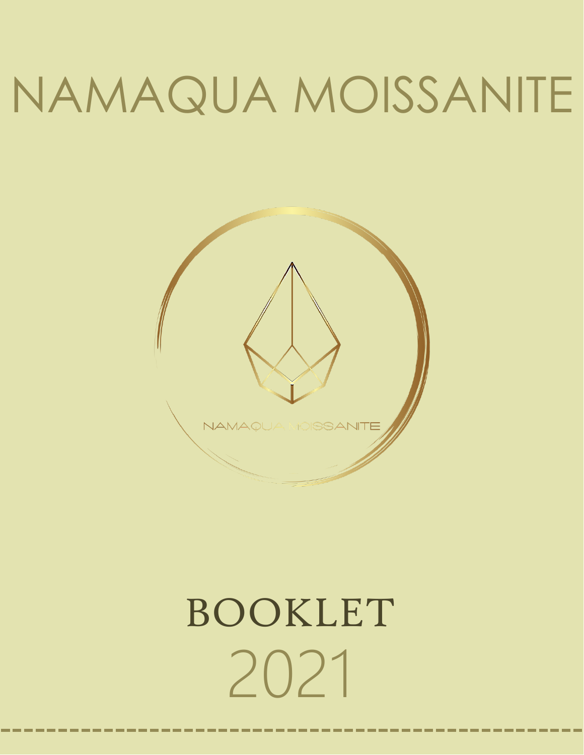# NAMAQUA MOISSANITE

NAMAQUA MOISSANITE

BOOKLET

2021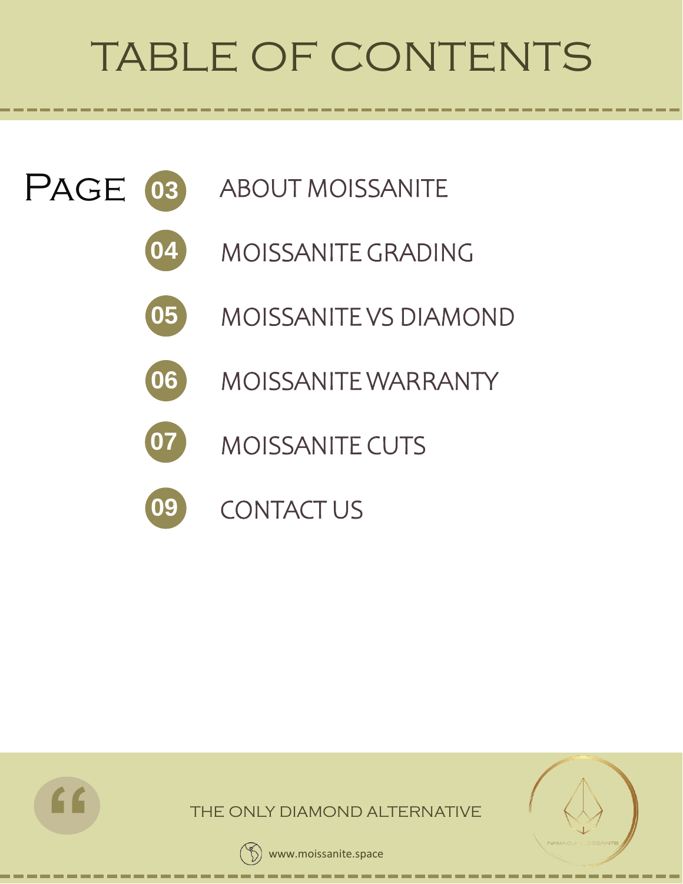# TABLE OF CONTENTS

| Page | |
|---|---|
| 03 | ABOUT MOISSANITE |
| 04 | MOISSANITE GRADING |
| 05 | MOISSANITE VS DIAMOND |
| 06 | MOISSANITE WARRANTY |
| 07 | MOISSANITE CUTS |
| 09 | CONTACT US |

THE ONLY DIAMOND ALTERNATIVE

www.moissanite.space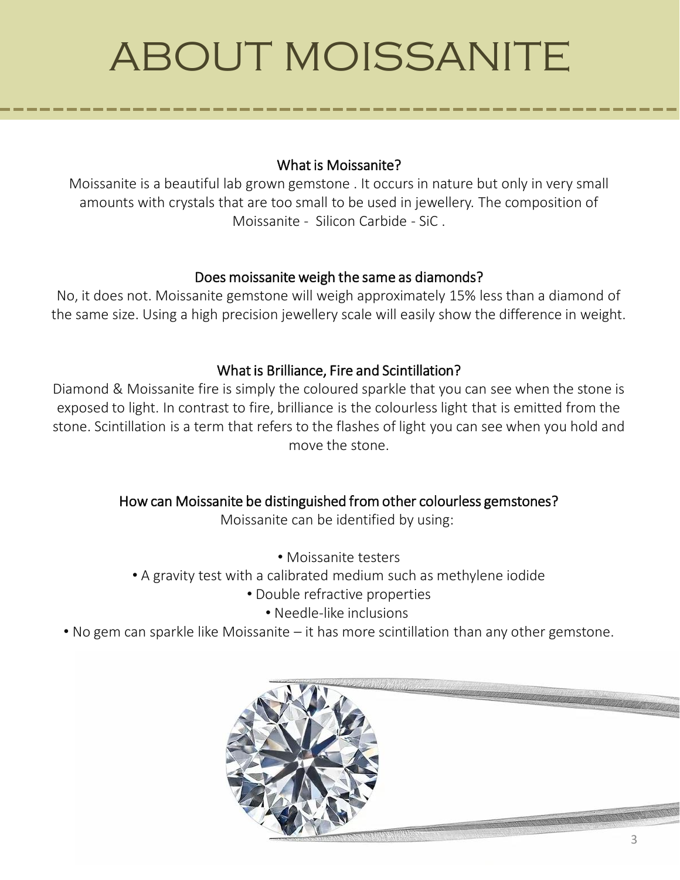# ABOUT MOISSANITE

### What is Moissanite?

Moissanite is a beautiful lab grown gemstone . It occurs in nature but only in very small amounts with crystals that are too small to be used in jewellery. The composition of Moissanite - Silicon Carbide - SiC .

### Does moissanite weigh the same as diamonds?

No, it does not. Moissanite gemstone will weigh approximately 15% less than a diamond of the same size. Using a high precision jewellery scale will easily show the difference in weight.

### What is Brilliance, Fire and Scintillation?

Diamond & Moissanite fire is simply the coloured sparkle that you can see when the stone is exposed to light. In contrast to fire, brilliance is the colourless light that is emitted from the stone. Scintillation is a term that refers to the flashes of light you can see when you hold and move the stone.

### How can Moissanite be distinguished from other colourless gemstones?

Moissanite can be identified by using:

- Moissanite testers
- A gravity test with a calibrated medium such as methylene iodide
- Double refractive properties
- Needle-like inclusions
- No gem can sparkle like Moissanite – it has more scintillation than any other gemstone.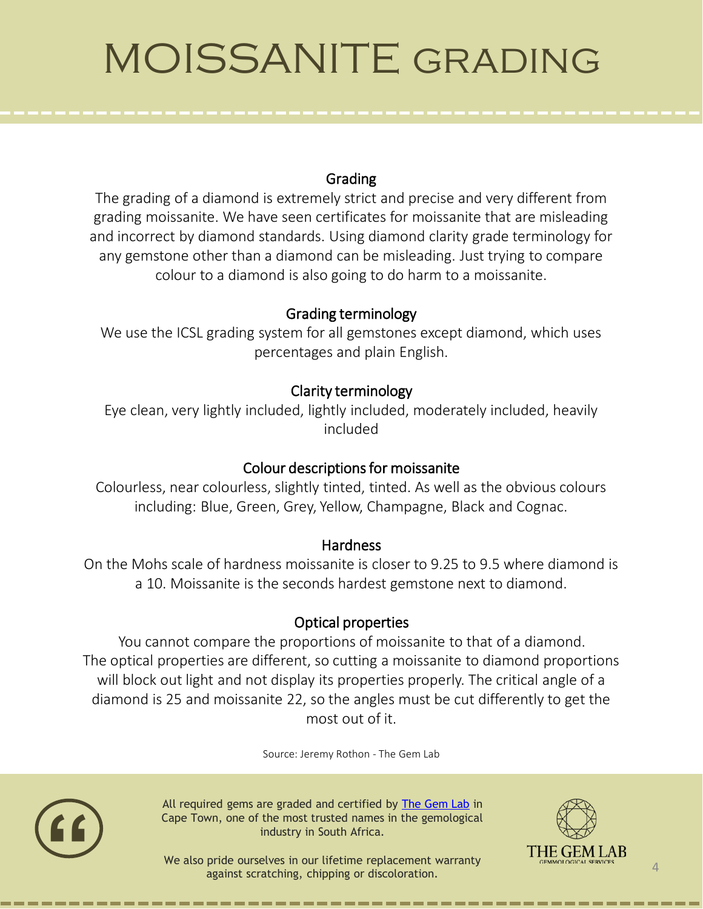# MOISSANITE GRADING

### Grading

The grading of a diamond is extremely strict and precise and very different from grading moissanite. We have seen certificates for moissanite that are misleading and incorrect by diamond standards. Using diamond clarity grade terminology for any gemstone other than a diamond can be misleading. Just trying to compare colour to a diamond is also going to do harm to a moissanite.

### Grading terminology

We use the ICSL grading system for all gemstones except diamond, which uses percentages and plain English.

### Clarity terminology

Eye clean, very lightly included, lightly included, moderately included, heavily included

### Colour descriptions for moissanite

Colourless, near colourless, slightly tinted, tinted. As well as the obvious colours including: Blue, Green, Grey, Yellow, Champagne, Black and Cognac.

### Hardness

On the Mohs scale of hardness moissanite is closer to 9.25 to 9.5 where diamond is a 10. Moissanite is the seconds hardest gemstone next to diamond.

### Optical properties

You cannot compare the proportions of moissanite to that of a diamond. The optical properties are different, so cutting a moissanite to diamond proportions will block out light and not display its properties properly. The critical angle of a diamond is 25 and moissanite 22, so the angles must be cut differently to get the most out of it.

Source: Jeremy Rothon - The Gem Lab

All required gems are graded and certified by [The Gem Lab] in Cape Town, one of the most trusted names in the gemological industry in South Africa.

We also pride ourselves in our lifetime replacement warranty against scratching, chipping or discoloration.

THE GEM LAB
GEMMOLOGICAL SERVICES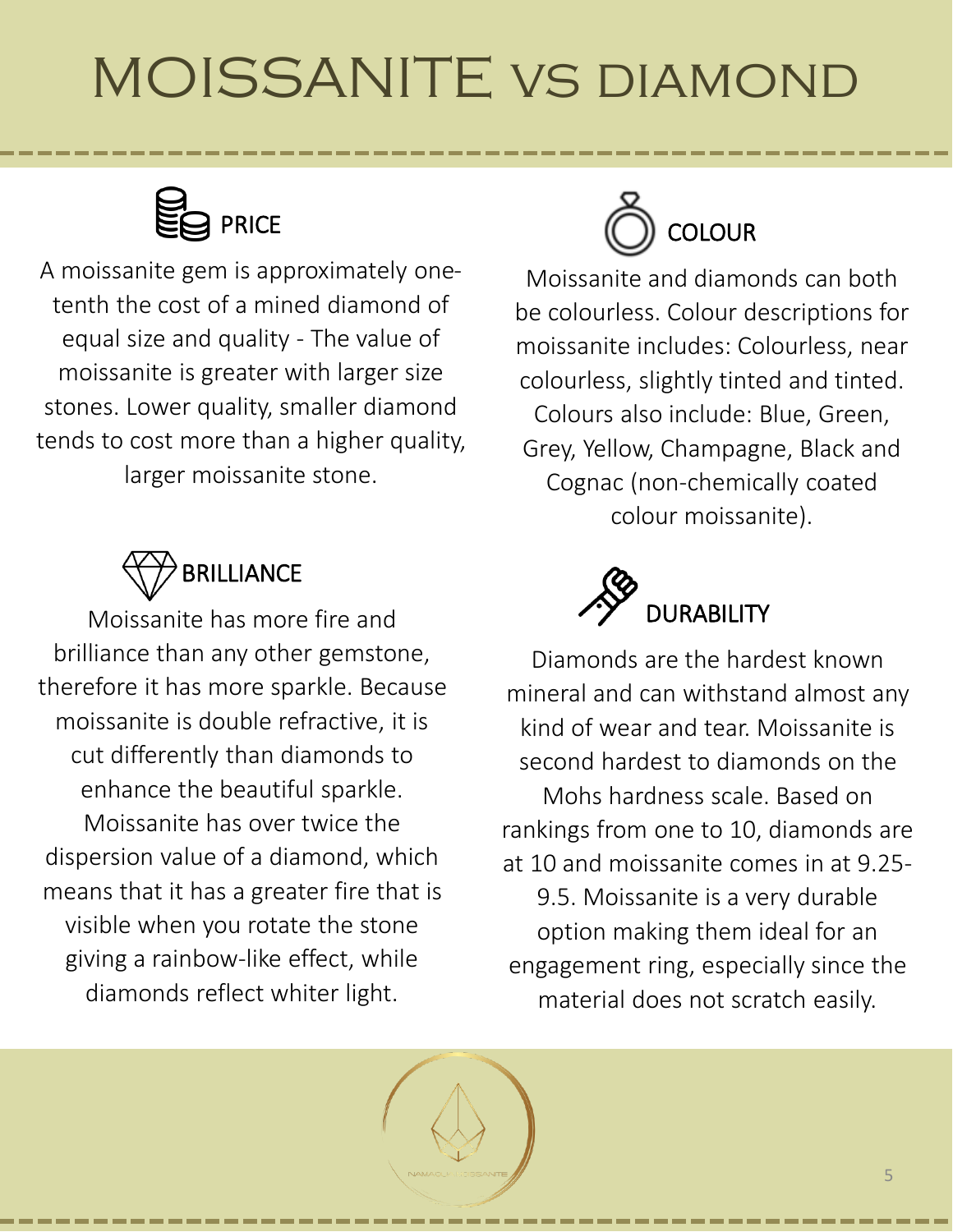# MOISSANITE VS DIAMOND

## PRICE

A moissanite gem is approximately one-tenth the cost of a mined diamond of equal size and quality - The value of moissanite is greater with larger size stones. Lower quality, smaller diamond tends to cost more than a higher quality, larger moissanite stone.

## BRILLIANCE

Moissanite has more fire and brilliance than any other gemstone, therefore it has more sparkle. Because moissanite is double refractive, it is cut differently than diamonds to enhance the beautiful sparkle. Moissanite has over twice the dispersion value of a diamond, which means that it has a greater fire that is visible when you rotate the stone giving a rainbow-like effect, while diamonds reflect whiter light.

## COLOUR

Moissanite and diamonds can both be colourless. Colour descriptions for moissanite includes: Colourless, near colourless, slightly tinted and tinted. Colours also include: Blue, Green, Grey, Yellow, Champagne, Black and Cognac (non-chemically coated colour moissanite).

## DURABILITY

Diamonds are the hardest known mineral and can withstand almost any kind of wear and tear. Moissanite is second hardest to diamonds on the Mohs hardness scale. Based on rankings from one to 10, diamonds are at 10 and moissanite comes in at 9.25-9.5. Moissanite is a very durable option making them ideal for an engagement ring, especially since the material does not scratch easily.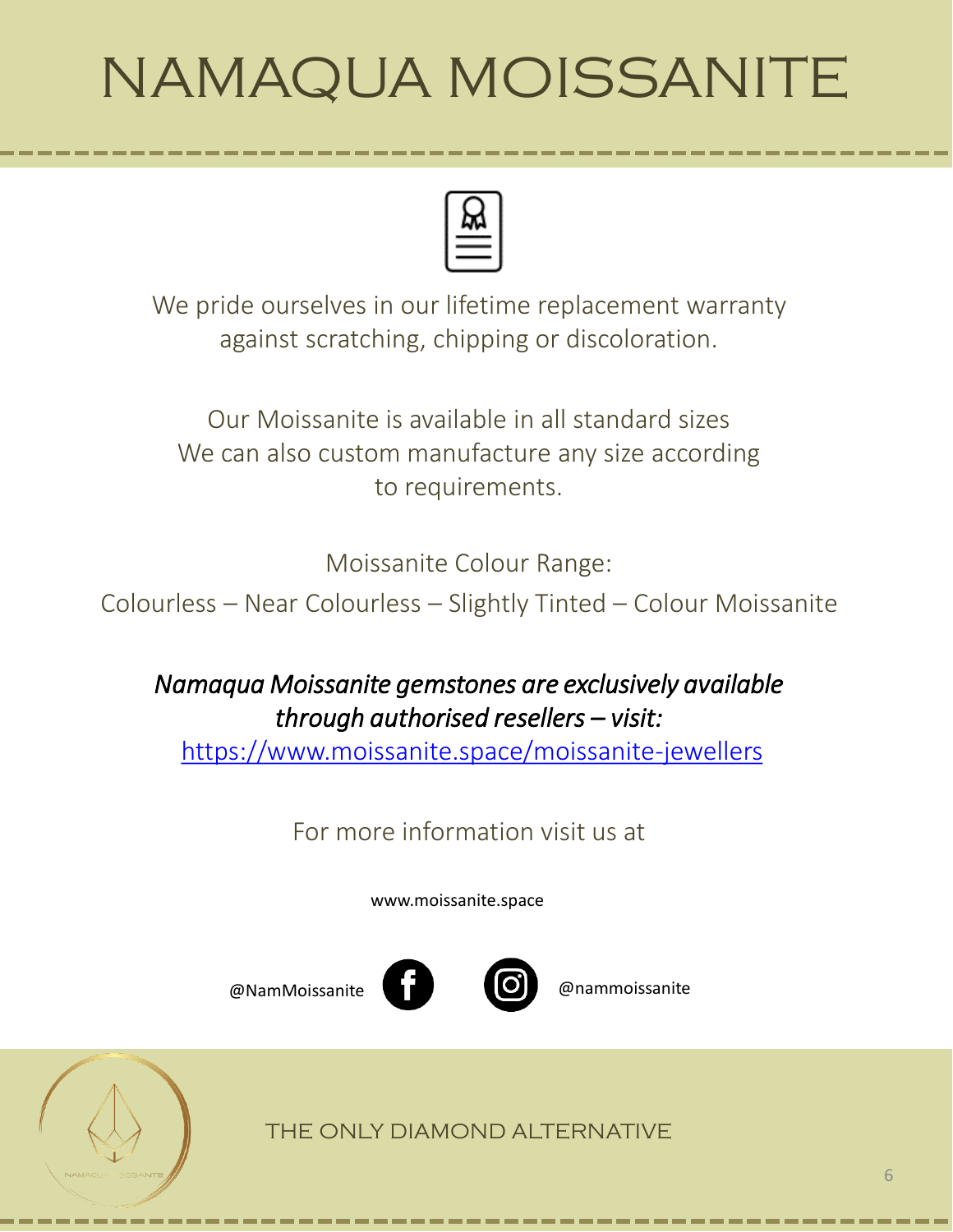# NAMAQUA MOISSANITE

We pride ourselves in our lifetime replacement warranty against scratching, chipping or discoloration.

Our Moissanite is available in all standard sizes
We can also custom manufacture any size according to requirements.

Moissanite Colour Range:
Colourless – Near Colourless – Slightly Tinted – Colour Moissanite

*Namaqua Moissanite gemstones are exclusively available through authorised resellers – visit:*
https://www.moissanite.space/moissanite-jewellers

For more information visit us at

www.moissanite.space

@NamMoissanite

@nammoissanite

THE ONLY DIAMOND ALTERNATIVE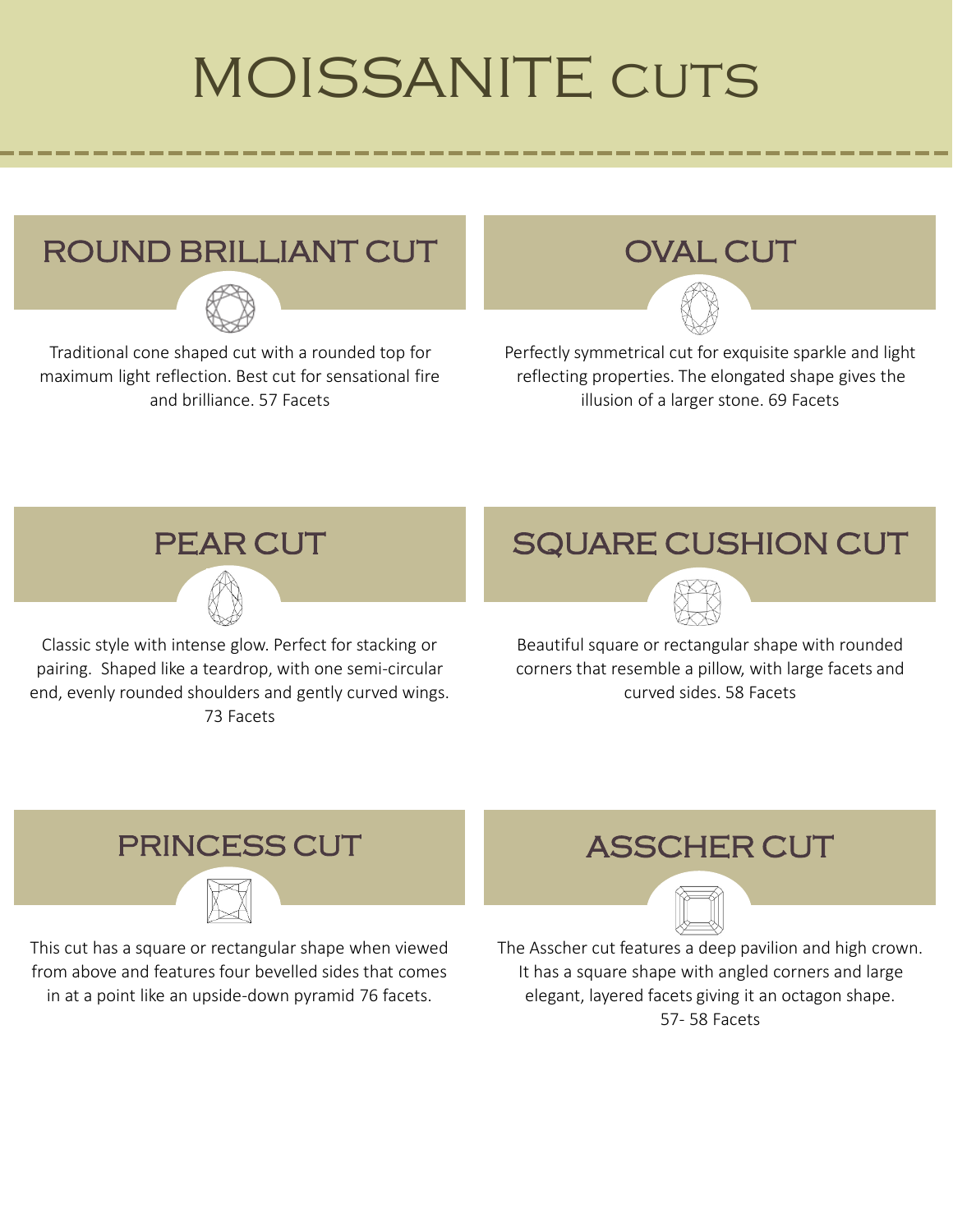# MOISSANITE CUTS

## ROUND BRILLIANT CUT

Traditional cone shaped cut with a rounded top for maximum light reflection. Best cut for sensational fire and brilliance. 57 Facets

## OVAL CUT

Perfectly symmetrical cut for exquisite sparkle and light reflecting properties. The elongated shape gives the illusion of a larger stone. 69 Facets

## PEAR CUT

Classic style with intense glow. Perfect for stacking or pairing. Shaped like a teardrop, with one semi-circular end, evenly rounded shoulders and gently curved wings. 73 Facets

## SQUARE CUSHION CUT

Beautiful square or rectangular shape with rounded corners that resemble a pillow, with large facets and curved sides. 58 Facets

## PRINCESS CUT

This cut has a square or rectangular shape when viewed from above and features four bevelled sides that comes in at a point like an upside-down pyramid 76 facets.

## ASSCHER CUT

The Asscher cut features a deep pavilion and high crown. It has a square shape with angled corners and large elegant, layered facets giving it an octagon shape. 57- 58 Facets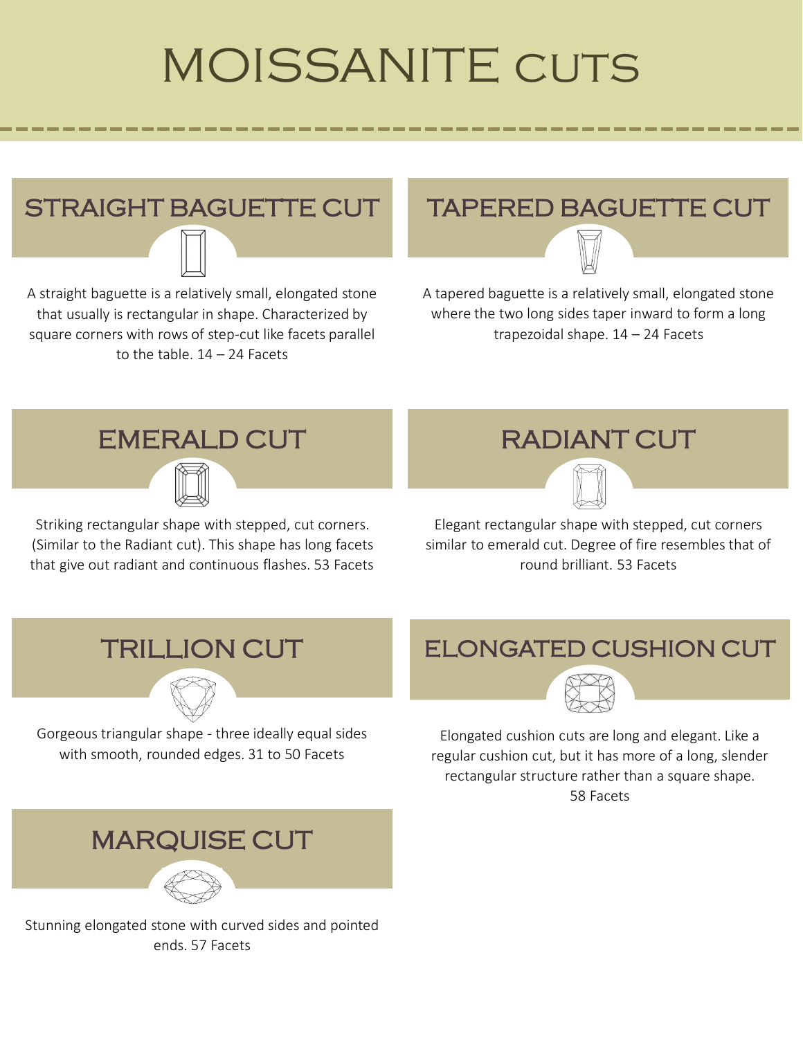# MOISSANITE CUTS

## STRAIGHT BAGUETTE CUT

A straight baguette is a relatively small, elongated stone that usually is rectangular in shape. Characterized by square corners with rows of step-cut like facets parallel to the table. 14 – 24 Facets

## TAPERED BAGUETTE CUT

A tapered baguette is a relatively small, elongated stone where the two long sides taper inward to form a long trapezoidal shape. 14 – 24 Facets

## EMERALD CUT

Striking rectangular shape with stepped, cut corners. (Similar to the Radiant cut). This shape has long facets that give out radiant and continuous flashes. 53 Facets

## RADIANT CUT

Elegant rectangular shape with stepped, cut corners similar to emerald cut. Degree of fire resembles that of round brilliant. 53 Facets

## TRILLION CUT

Gorgeous triangular shape - three ideally equal sides with smooth, rounded edges. 31 to 50 Facets

## ELONGATED CUSHION CUT

Elongated cushion cuts are long and elegant. Like a regular cushion cut, but it has more of a long, slender rectangular structure rather than a square shape. 58 Facets

## MARQUISE CUT

Stunning elongated stone with curved sides and pointed ends. 57 Facets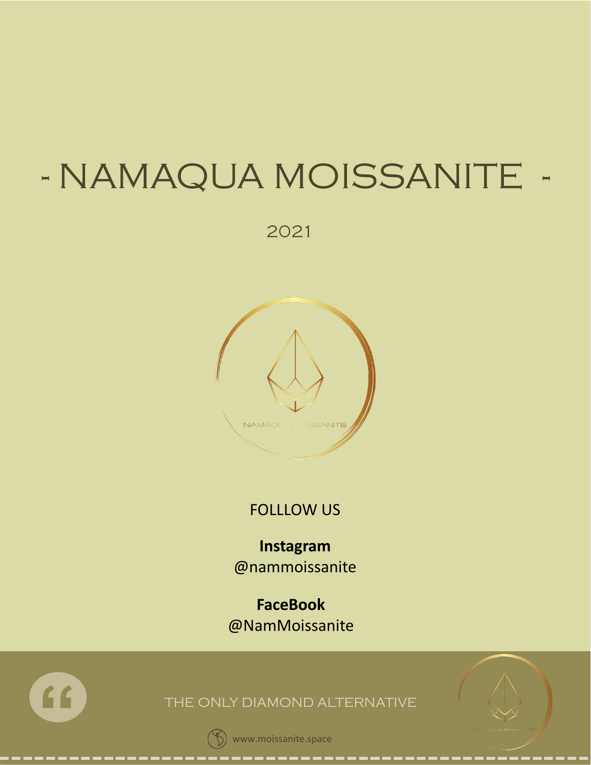# - NAMAQUA MOISSANITE -

2021

FOLLLOW US

**Instagram**
@nammoissanite

**FaceBook**
@NamMoissanite

THE ONLY DIAMOND ALTERNATIVE

www.moissanite.space